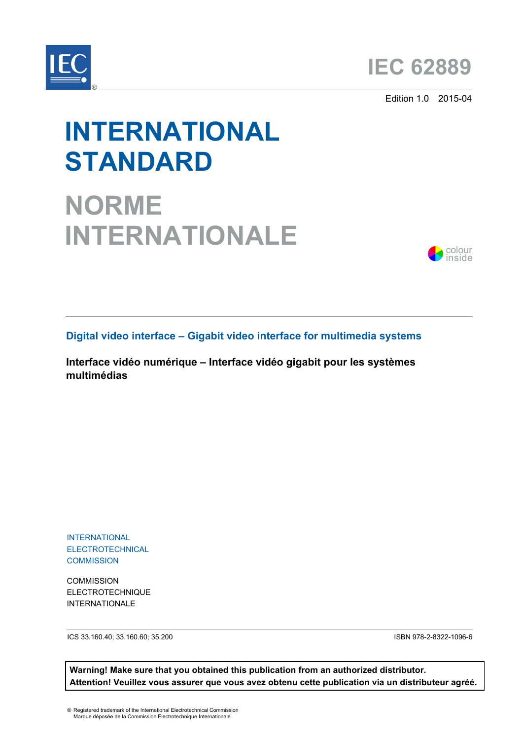IEC

# IEC 62889

Edition 1.0 2015-04

# INTERNATIONAL STANDARD

# NORME INTERNATIONALE

colour inside

## Digital video interface – Gigabit video interface for multimedia systems

**Interface vidéo numérique – Interface vidéo gigabit pour les systèmes multimédias**

INTERNATIONAL ELECTROTECHNICAL COMMISSION

COMMISSION ELECTROTECHNIQUE INTERNATIONALE

ICS 33.160.40; 33.160.60; 35.200

ISBN 978-2-8322-1096-6

**Warning! Make sure that you obtained this publication from an authorized distributor.**
**Attention! Veuillez vous assurer que vous avez obtenu cette publication via un distributeur agréé.**

® Registered trademark of the International Electrotechnical Commission
Marque déposée de la Commission Electrotechnique Internationale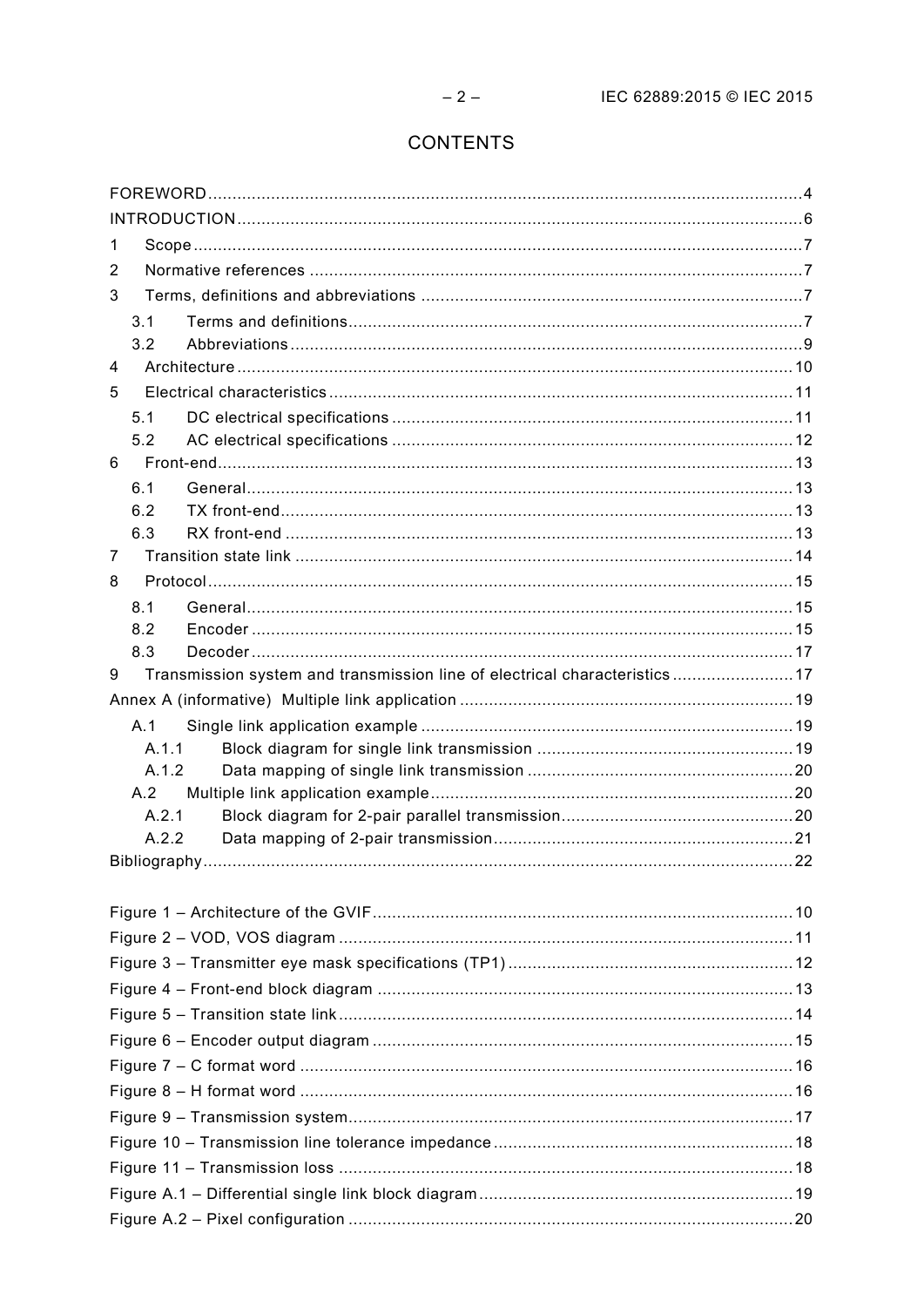# CONTENTS

FOREWORD ........................................................................................................................ 4

INTRODUCTION ................................................................................................................... 6

1 Scope ............................................................................................................................ 7

2 Normative references .................................................................................................... 7

3 Terms, definitions and abbreviations ............................................................................. 7

  3.1 Terms and definitions ............................................................................................ 7

  3.2 Abbreviations ........................................................................................................ 9

4 Architecture ................................................................................................................. 10

5 Electrical characteristics .............................................................................................. 11

  5.1 DC electrical specifications ................................................................................. 11

  5.2 AC electrical specifications ................................................................................. 12

6 Front-end ..................................................................................................................... 13

  6.1 General ............................................................................................................... 13

  6.2 TX front-end ........................................................................................................ 13

  6.3 RX front-end ....................................................................................................... 13

7 Transition state link ..................................................................................................... 14

8 Protocol ....................................................................................................................... 15

  8.1 General ............................................................................................................... 15

  8.2 Encoder .............................................................................................................. 15

  8.3 Decoder .............................................................................................................. 17

9 Transmission system and transmission line of electrical characteristics ........................ 17

Annex A (informative) Multiple link application ................................................................... 19

  A.1 Single link application example ........................................................................... 19

    A.1.1 Block diagram for single link transmission .................................................... 19

    A.1.2 Data mapping of single link transmission ...................................................... 20

  A.2 Multiple link application example ......................................................................... 20

    A.2.1 Block diagram for 2-pair parallel transmission ............................................... 20

    A.2.2 Data mapping of 2-pair transmission ............................................................. 21

Bibliography ........................................................................................................................ 22

Figure 1 – Architecture of the GVIF ..................................................................................... 10

Figure 2 – VOD, VOS diagram ............................................................................................ 11

Figure 3 – Transmitter eye mask specifications (TP1) .......................................................... 12

Figure 4 – Front-end block diagram .................................................................................... 13

Figure 5 – Transition state link ............................................................................................ 14

Figure 6 – Encoder output diagram ..................................................................................... 15

Figure 7 – C format word .................................................................................................... 16

Figure 8 – H format word .................................................................................................... 16

Figure 9 – Transmission system .......................................................................................... 17

Figure 10 – Transmission line tolerance impedance ............................................................. 18

Figure 11 – Transmission loss ............................................................................................ 18

Figure A.1 – Differential single link block diagram ................................................................ 19

Figure A.2 – Pixel configuration .......................................................................................... 20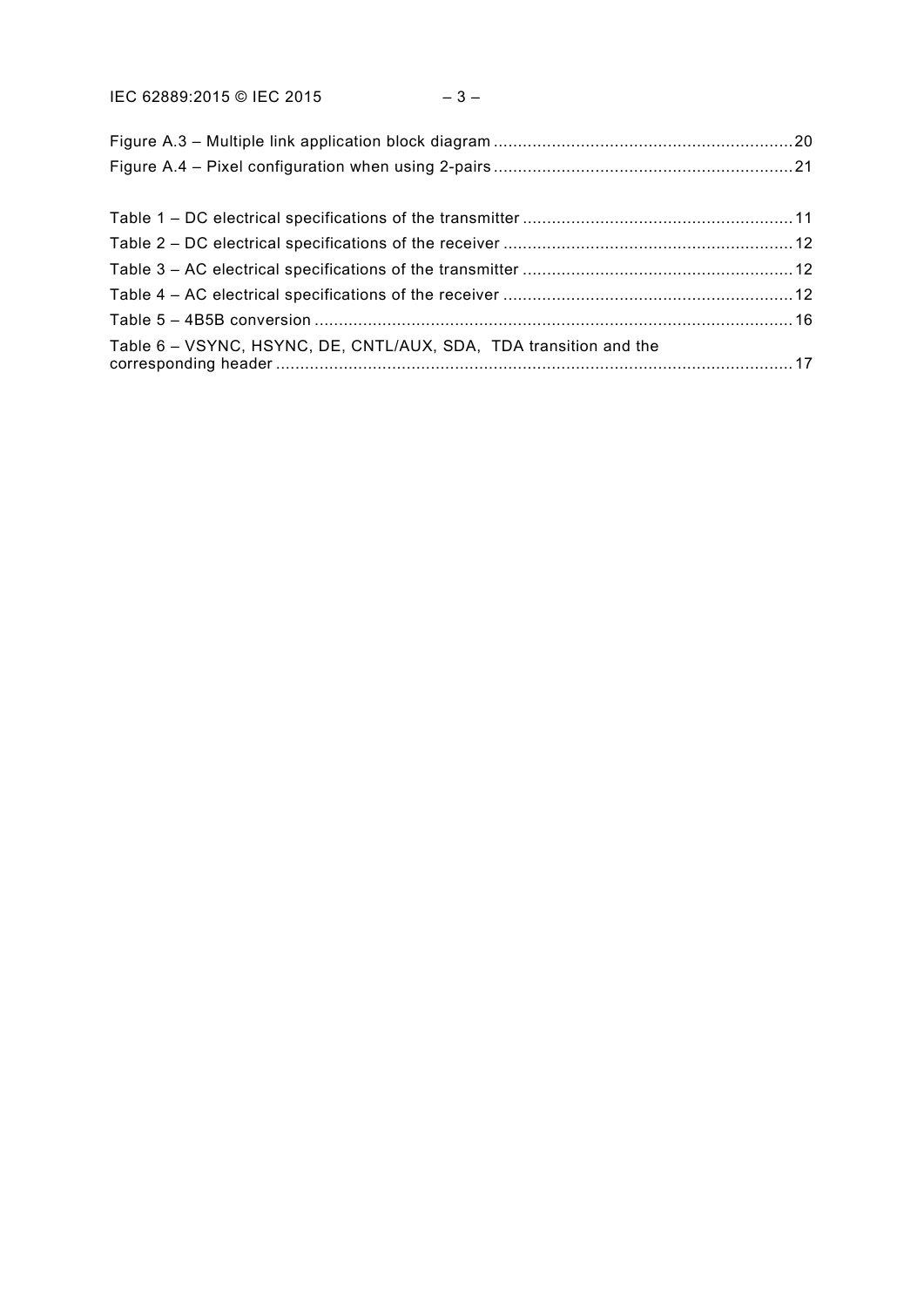Figure A.3 – Multiple link application block diagram ............................................................ 20
Figure A.4 – Pixel configuration when using 2-pairs ............................................................ 21

Table 1 – DC electrical specifications of the transmitter ....................................................... 11
Table 2 – DC electrical specifications of the receiver ........................................................... 12
Table 3 – AC electrical specifications of the transmitter ....................................................... 12
Table 4 – AC electrical specifications of the receiver ........................................................... 12
Table 5 – 4B5B conversion ................................................................................................. 16
Table 6 – VSYNC, HSYNC, DE, CNTL/AUX, SDA, TDA transition and the corresponding header ......................................................................................................... 17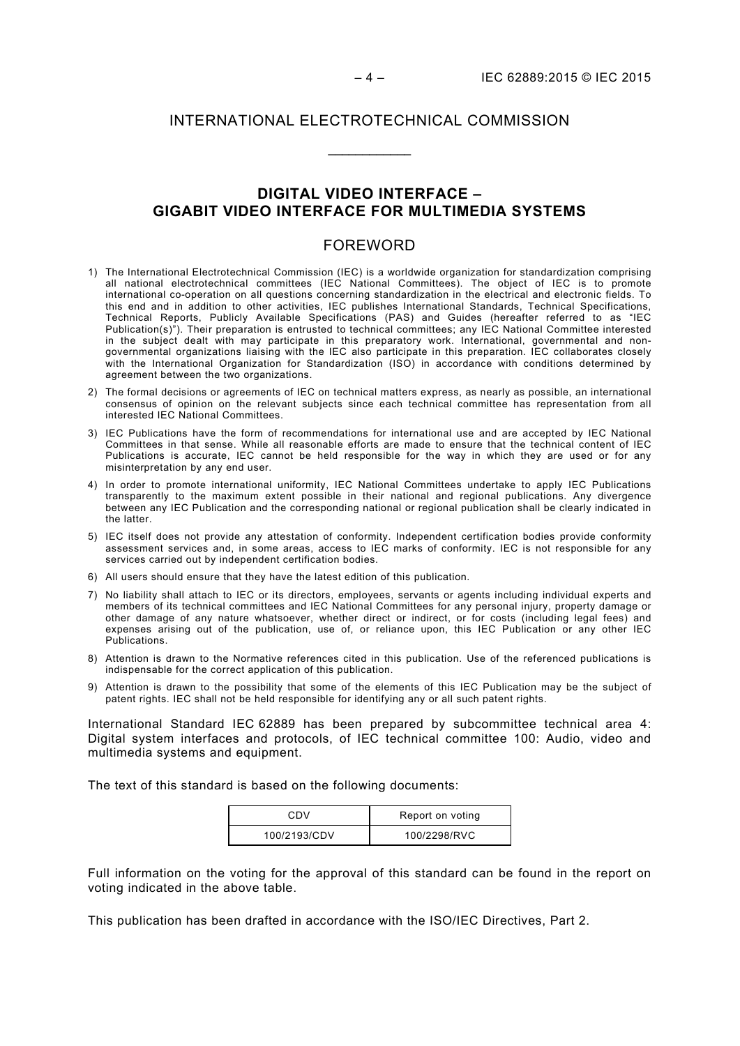# INTERNATIONAL ELECTROTECHNICAL COMMISSION

\_\_\_\_\_\_\_\_\_\_\_\_

## DIGITAL VIDEO INTERFACE –
## GIGABIT VIDEO INTERFACE FOR MULTIMEDIA SYSTEMS

## FOREWORD

1) The International Electrotechnical Commission (IEC) is a worldwide organization for standardization comprising all national electrotechnical committees (IEC National Committees). The object of IEC is to promote international co-operation on all questions concerning standardization in the electrical and electronic fields. To this end and in addition to other activities, IEC publishes International Standards, Technical Specifications, Technical Reports, Publicly Available Specifications (PAS) and Guides (hereafter referred to as "IEC Publication(s)"). Their preparation is entrusted to technical committees; any IEC National Committee interested in the subject dealt with may participate in this preparatory work. International, governmental and non-governmental organizations liaising with the IEC also participate in this preparation. IEC collaborates closely with the International Organization for Standardization (ISO) in accordance with conditions determined by agreement between the two organizations.
2) The formal decisions or agreements of IEC on technical matters express, as nearly as possible, an international consensus of opinion on the relevant subjects since each technical committee has representation from all interested IEC National Committees.
3) IEC Publications have the form of recommendations for international use and are accepted by IEC National Committees in that sense. While all reasonable efforts are made to ensure that the technical content of IEC Publications is accurate, IEC cannot be held responsible for the way in which they are used or for any misinterpretation by any end user.
4) In order to promote international uniformity, IEC National Committees undertake to apply IEC Publications transparently to the maximum extent possible in their national and regional publications. Any divergence between any IEC Publication and the corresponding national or regional publication shall be clearly indicated in the latter.
5) IEC itself does not provide any attestation of conformity. Independent certification bodies provide conformity assessment services and, in some areas, access to IEC marks of conformity. IEC is not responsible for any services carried out by independent certification bodies.
6) All users should ensure that they have the latest edition of this publication.
7) No liability shall attach to IEC or its directors, employees, servants or agents including individual experts and members of its technical committees and IEC National Committees for any personal injury, property damage or other damage of any nature whatsoever, whether direct or indirect, or for costs (including legal fees) and expenses arising out of the publication, use of, or reliance upon, this IEC Publication or any other IEC Publications.
8) Attention is drawn to the Normative references cited in this publication. Use of the referenced publications is indispensable for the correct application of this publication.
9) Attention is drawn to the possibility that some of the elements of this IEC Publication may be the subject of patent rights. IEC shall not be held responsible for identifying any or all such patent rights.

International Standard IEC 62889 has been prepared by subcommittee technical area 4: Digital system interfaces and protocols, of IEC technical committee 100: Audio, video and multimedia systems and equipment.

The text of this standard is based on the following documents:

| CDV | Report on voting |
|---|---|
| 100/2193/CDV | 100/2298/RVC |

Full information on the voting for the approval of this standard can be found in the report on voting indicated in the above table.

This publication has been drafted in accordance with the ISO/IEC Directives, Part 2.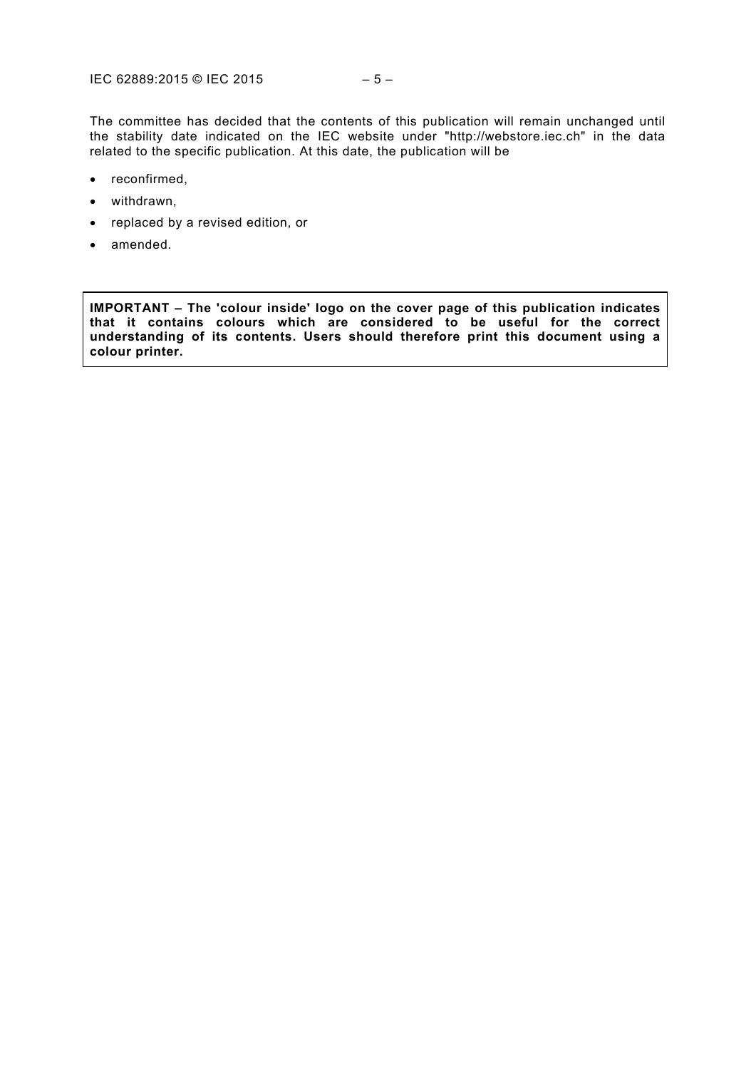The committee has decided that the contents of this publication will remain unchanged until the stability date indicated on the IEC website under "http://webstore.iec.ch" in the data related to the specific publication. At this date, the publication will be

- reconfirmed,
- withdrawn,
- replaced by a revised edition, or
- amended.

**IMPORTANT – The 'colour inside' logo on the cover page of this publication indicates that it contains colours which are considered to be useful for the correct understanding of its contents. Users should therefore print this document using a colour printer.**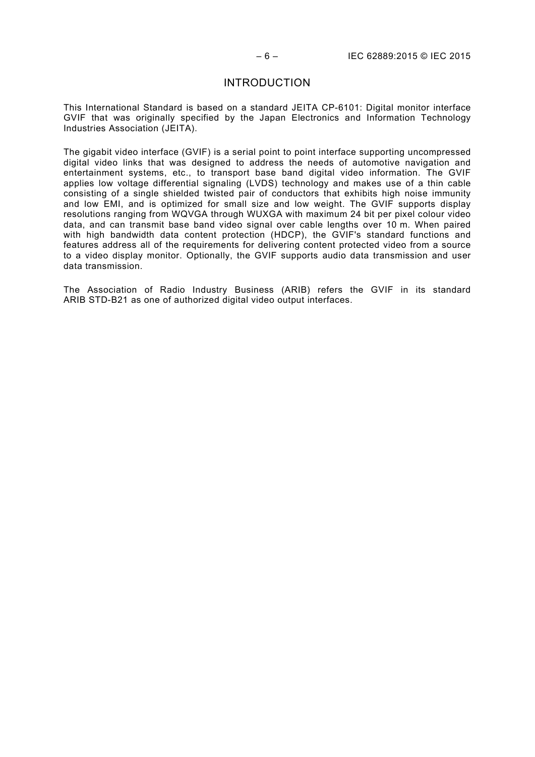# INTRODUCTION

This International Standard is based on a standard JEITA CP-6101: Digital monitor interface GVIF that was originally specified by the Japan Electronics and Information Technology Industries Association (JEITA).

The gigabit video interface (GVIF) is a serial point to point interface supporting uncompressed digital video links that was designed to address the needs of automotive navigation and entertainment systems, etc., to transport base band digital video information. The GVIF applies low voltage differential signaling (LVDS) technology and makes use of a thin cable consisting of a single shielded twisted pair of conductors that exhibits high noise immunity and low EMI, and is optimized for small size and low weight. The GVIF supports display resolutions ranging from WQVGA through WUXGA with maximum 24 bit per pixel colour video data, and can transmit base band video signal over cable lengths over 10 m. When paired with high bandwidth data content protection (HDCP), the GVIF's standard functions and features address all of the requirements for delivering content protected video from a source to a video display monitor. Optionally, the GVIF supports audio data transmission and user data transmission.

The Association of Radio Industry Business (ARIB) refers the GVIF in its standard ARIB STD-B21 as one of authorized digital video output interfaces.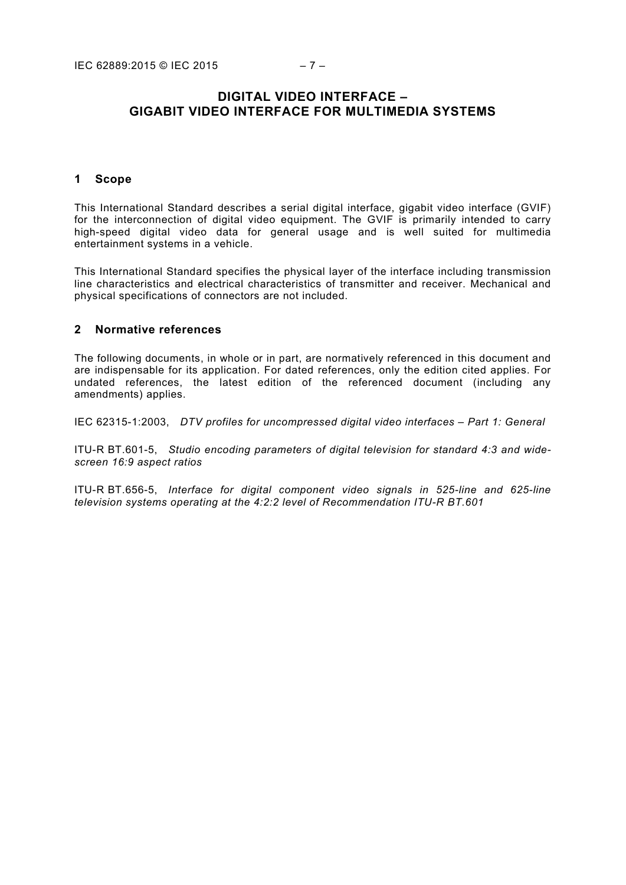# DIGITAL VIDEO INTERFACE – GIGABIT VIDEO INTERFACE FOR MULTIMEDIA SYSTEMS

## 1 Scope

This International Standard describes a serial digital interface, gigabit video interface (GVIF) for the interconnection of digital video equipment. The GVIF is primarily intended to carry high-speed digital video data for general usage and is well suited for multimedia entertainment systems in a vehicle.

This International Standard specifies the physical layer of the interface including transmission line characteristics and electrical characteristics of transmitter and receiver. Mechanical and physical specifications of connectors are not included.

## 2 Normative references

The following documents, in whole or in part, are normatively referenced in this document and are indispensable for its application. For dated references, only the edition cited applies. For undated references, the latest edition of the referenced document (including any amendments) applies.

IEC 62315-1:2003, *DTV profiles for uncompressed digital video interfaces – Part 1: General*

ITU-R BT.601-5, *Studio encoding parameters of digital television for standard 4:3 and wide-screen 16:9 aspect ratios*

ITU-R BT.656-5, *Interface for digital component video signals in 525-line and 625-line television systems operating at the 4:2:2 level of Recommendation ITU-R BT.601*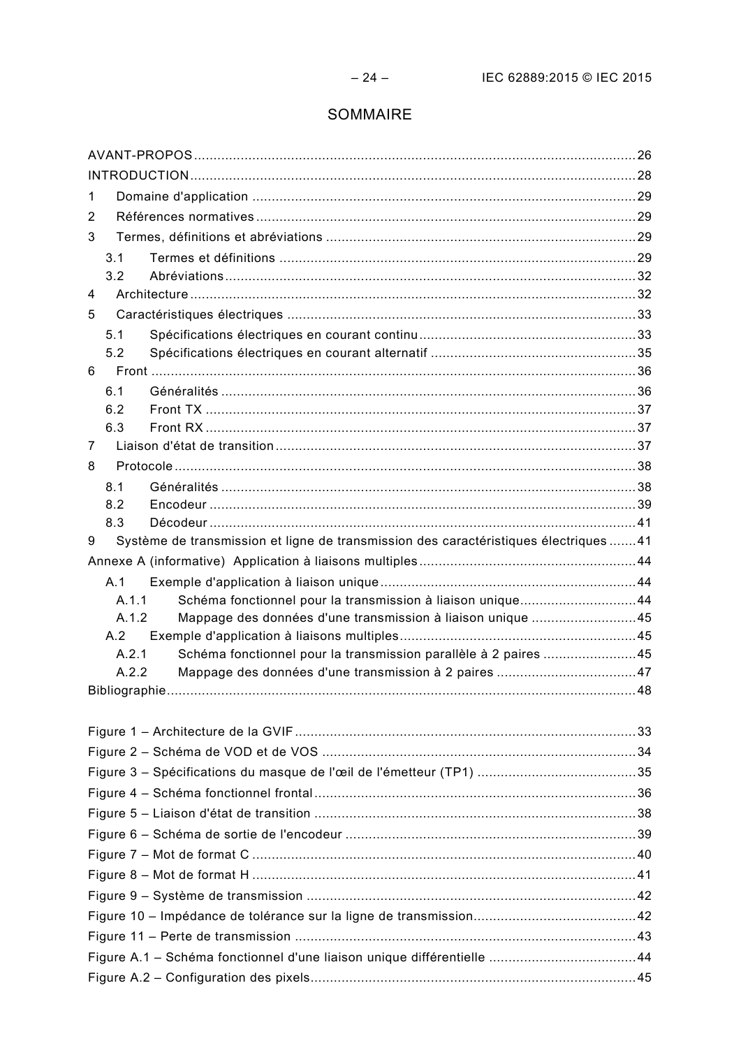# SOMMAIRE

AVANT-PROPOS .......... 26
INTRODUCTION .......... 28
1 Domaine d'application .......... 29
2 Références normatives .......... 29
3 Termes, définitions et abréviations .......... 29
  3.1 Termes et définitions .......... 29
  3.2 Abréviations .......... 32
4 Architecture .......... 32
5 Caractéristiques électriques .......... 33
  5.1 Spécifications électriques en courant continu .......... 33
  5.2 Spécifications électriques en courant alternatif .......... 35
6 Front .......... 36
  6.1 Généralités .......... 36
  6.2 Front TX .......... 37
  6.3 Front RX .......... 37
7 Liaison d'état de transition .......... 37
8 Protocole .......... 38
  8.1 Généralités .......... 38
  8.2 Encodeur .......... 39
  8.3 Décodeur .......... 41
9 Système de transmission et ligne de transmission des caractéristiques électriques .......... 41
Annexe A (informative) Application à liaisons multiples .......... 44
  A.1 Exemple d'application à liaison unique .......... 44
    A.1.1 Schéma fonctionnel pour la transmission à liaison unique .......... 44
    A.1.2 Mappage des données d'une transmission à liaison unique .......... 45
  A.2 Exemple d'application à liaisons multiples .......... 45
    A.2.1 Schéma fonctionnel pour la transmission parallèle à 2 paires .......... 45
    A.2.2 Mappage des données d'une transmission à 2 paires .......... 47
Bibliographie .......... 48

Figure 1 – Architecture de la GVIF .......... 33
Figure 2 – Schéma de VOD et de VOS .......... 34
Figure 3 – Spécifications du masque de l'œil de l'émetteur (TP1) .......... 35
Figure 4 – Schéma fonctionnel frontal .......... 36
Figure 5 – Liaison d'état de transition .......... 38
Figure 6 – Schéma de sortie de l'encodeur .......... 39
Figure 7 – Mot de format C .......... 40
Figure 8 – Mot de format H .......... 41
Figure 9 – Système de transmission .......... 42
Figure 10 – Impédance de tolérance sur la ligne de transmission .......... 42
Figure 11 – Perte de transmission .......... 43
Figure A.1 – Schéma fonctionnel d'une liaison unique différentielle .......... 44
Figure A.2 – Configuration des pixels .......... 45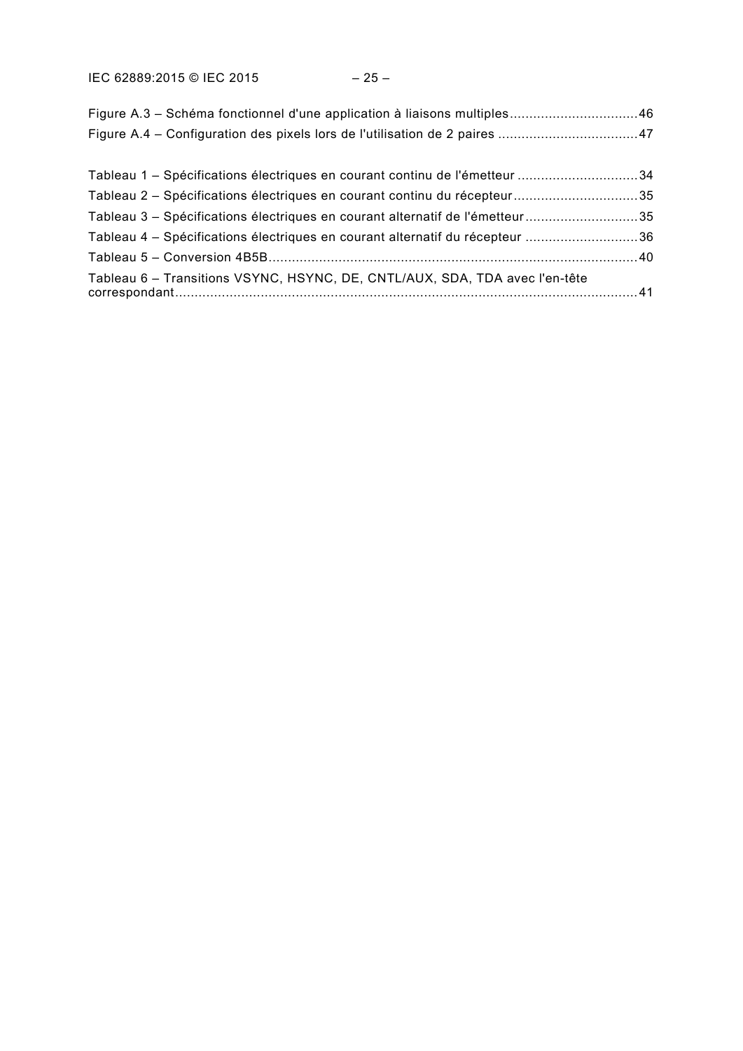Figure A.3 – Schéma fonctionnel d'une application à liaisons multiples.................................46

Figure A.4 – Configuration des pixels lors de l'utilisation de 2 paires ...................................47

Tableau 1 – Spécifications électriques en courant continu de l'émetteur ...............................34

Tableau 2 – Spécifications électriques en courant continu du récepteur................................35

Tableau 3 – Spécifications électriques en courant alternatif de l'émetteur.............................35

Tableau 4 – Spécifications électriques en courant alternatif du récepteur .............................36

Tableau 5 – Conversion 4B5B..............................................................................................40

Tableau 6 – Transitions VSYNC, HSYNC, DE, CNTL/AUX, SDA, TDA avec l'en-tête correspondant......................................................................................................................41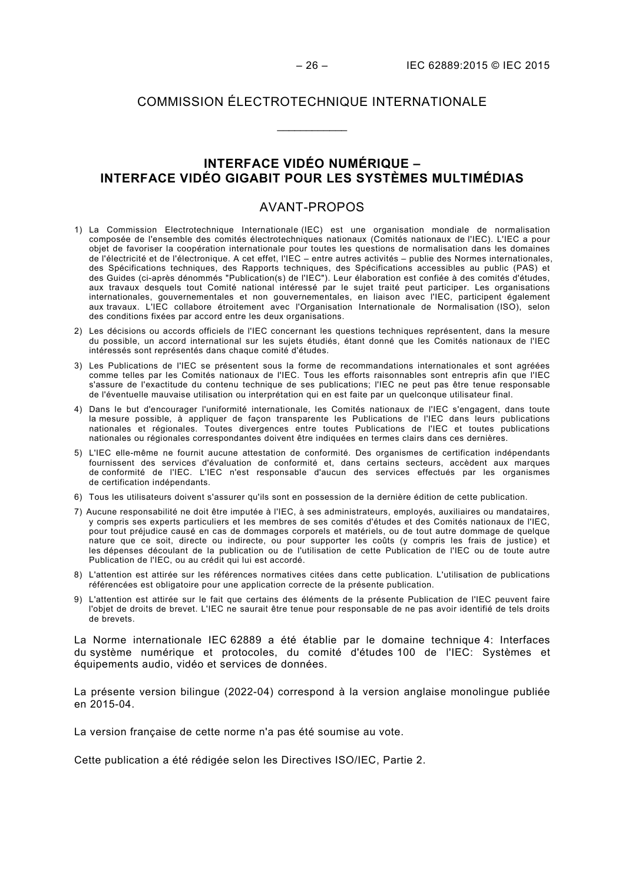# COMMISSION ÉLECTROTECHNIQUE INTERNATIONALE

\_\_\_\_\_\_\_\_\_\_\_\_

## INTERFACE VIDÉO NUMÉRIQUE – INTERFACE VIDÉO GIGABIT POUR LES SYSTÈMES MULTIMÉDIAS

## AVANT-PROPOS

1) La Commission Electrotechnique Internationale (IEC) est une organisation mondiale de normalisation composée de l'ensemble des comités électrotechniques nationaux (Comités nationaux de l'IEC). L'IEC a pour objet de favoriser la coopération internationale pour toutes les questions de normalisation dans les domaines de l'électricité et de l'électronique. A cet effet, l'IEC – entre autres activités – publie des Normes internationales, des Spécifications techniques, des Rapports techniques, des Spécifications accessibles au public (PAS) et des Guides (ci-après dénommés "Publication(s) de l'IEC"). Leur élaboration est confiée à des comités d'études, aux travaux desquels tout Comité national intéressé par le sujet traité peut participer. Les organisations internationales, gouvernementales et non gouvernementales, en liaison avec l'IEC, participent également aux travaux. L'IEC collabore étroitement avec l'Organisation Internationale de Normalisation (ISO), selon des conditions fixées par accord entre les deux organisations.
2) Les décisions ou accords officiels de l'IEC concernant les questions techniques représentent, dans la mesure du possible, un accord international sur les sujets étudiés, étant donné que les Comités nationaux de l'IEC intéressés sont représentés dans chaque comité d'études.
3) Les Publications de l'IEC se présentent sous la forme de recommandations internationales et sont agréées comme telles par les Comités nationaux de l'IEC. Tous les efforts raisonnables sont entrepris afin que l'IEC s'assure de l'exactitude du contenu technique de ses publications; l'IEC ne peut pas être tenue responsable de l'éventuelle mauvaise utilisation ou interprétation qui en est faite par un quelconque utilisateur final.
4) Dans le but d'encourager l'uniformité internationale, les Comités nationaux de l'IEC s'engagent, dans toute la mesure possible, à appliquer de façon transparente les Publications de l'IEC dans leurs publications nationales et régionales. Toutes divergences entre toutes Publications de l'IEC et toutes publications nationales ou régionales correspondantes doivent être indiquées en termes clairs dans ces dernières.
5) L'IEC elle-même ne fournit aucune attestation de conformité. Des organismes de certification indépendants fournissent des services d'évaluation de conformité et, dans certains secteurs, accèdent aux marques de conformité de l'IEC. L'IEC n'est responsable d'aucun des services effectués par les organismes de certification indépendants.
6) Tous les utilisateurs doivent s'assurer qu'ils sont en possession de la dernière édition de cette publication.
7) Aucune responsabilité ne doit être imputée à l'IEC, à ses administrateurs, employés, auxiliaires ou mandataires, y compris ses experts particuliers et les membres de ses comités d'études et des Comités nationaux de l'IEC, pour tout préjudice causé en cas de dommages corporels et matériels, ou de tout autre dommage de quelque nature que ce soit, directe ou indirecte, ou pour supporter les coûts (y compris les frais de justice) et les dépenses découlant de la publication ou de l'utilisation de cette Publication de l'IEC ou de toute autre Publication de l'IEC, ou au crédit qui lui est accordé.
8) L'attention est attirée sur les références normatives citées dans cette publication. L'utilisation de publications référencées est obligatoire pour une application correcte de la présente publication.
9) L'attention est attirée sur le fait que certains des éléments de la présente Publication de l'IEC peuvent faire l'objet de droits de brevet. L'IEC ne saurait être tenue pour responsable de ne pas avoir identifié de tels droits de brevets.

La Norme internationale IEC 62889 a été établie par le domaine technique 4: Interfaces du système numérique et protocoles, du comité d'études 100 de l'IEC: Systèmes et équipements audio, vidéo et services de données.

La présente version bilingue (2022-04) correspond à la version anglaise monolingue publiée en 2015-04.

La version française de cette norme n'a pas été soumise au vote.

Cette publication a été rédigée selon les Directives ISO/IEC, Partie 2.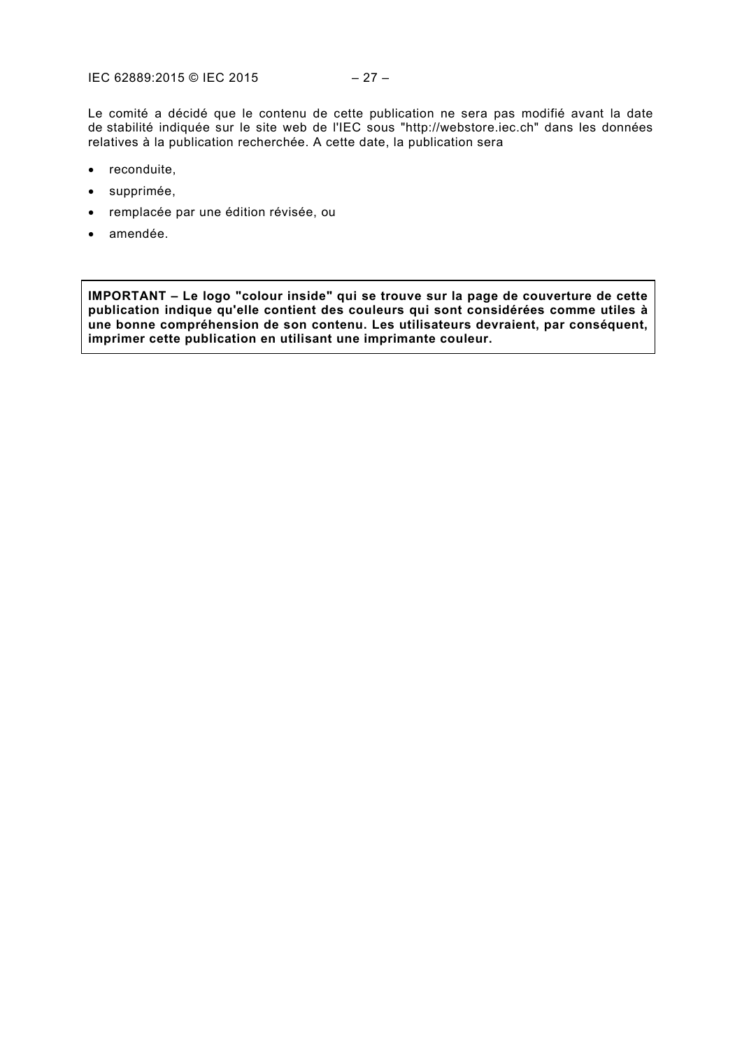Le comité a décidé que le contenu de cette publication ne sera pas modifié avant la date de stabilité indiquée sur le site web de l'IEC sous "http://webstore.iec.ch" dans les données relatives à la publication recherchée. A cette date, la publication sera

- reconduite,
- supprimée,
- remplacée par une édition révisée, ou
- amendée.

**IMPORTANT – Le logo "colour inside" qui se trouve sur la page de couverture de cette publication indique qu'elle contient des couleurs qui sont considérées comme utiles à une bonne compréhension de son contenu. Les utilisateurs devraient, par conséquent, imprimer cette publication en utilisant une imprimante couleur.**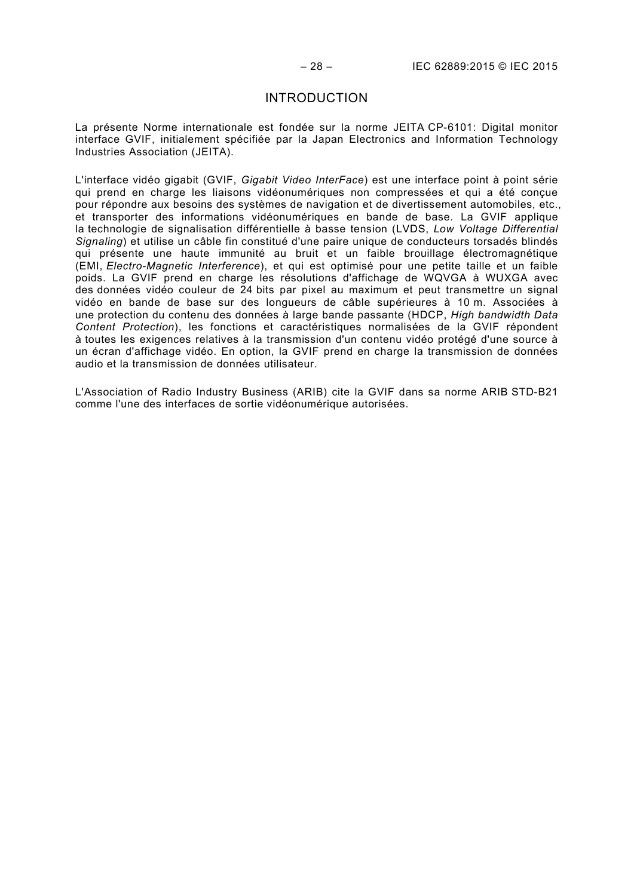# INTRODUCTION

La présente Norme internationale est fondée sur la norme JEITA CP-6101: Digital monitor interface GVIF, initialement spécifiée par la Japan Electronics and Information Technology Industries Association (JEITA).

L'interface vidéo gigabit (GVIF, *Gigabit Video InterFace*) est une interface point à point série qui prend en charge les liaisons vidéonumériques non compressées et qui a été conçue pour répondre aux besoins des systèmes de navigation et de divertissement automobiles, etc., et transporter des informations vidéonumériques en bande de base. La GVIF applique la technologie de signalisation différentielle à basse tension (LVDS, *Low Voltage Differential Signaling*) et utilise un câble fin constitué d'une paire unique de conducteurs torsadés blindés qui présente une haute immunité au bruit et un faible brouillage électromagnétique (EMI, *Electro-Magnetic Interference*), et qui est optimisé pour une petite taille et un faible poids. La GVIF prend en charge les résolutions d'affichage de WQVGA à WUXGA avec des données vidéo couleur de 24 bits par pixel au maximum et peut transmettre un signal vidéo en bande de base sur des longueurs de câble supérieures à 10 m. Associées à une protection du contenu des données à large bande passante (HDCP, *High bandwidth Data Content Protection*), les fonctions et caractéristiques normalisées de la GVIF répondent à toutes les exigences relatives à la transmission d'un contenu vidéo protégé d'une source à un écran d'affichage vidéo. En option, la GVIF prend en charge la transmission de données audio et la transmission de données utilisateur.

L'Association of Radio Industry Business (ARIB) cite la GVIF dans sa norme ARIB STD-B21 comme l'une des interfaces de sortie vidéonumérique autorisées.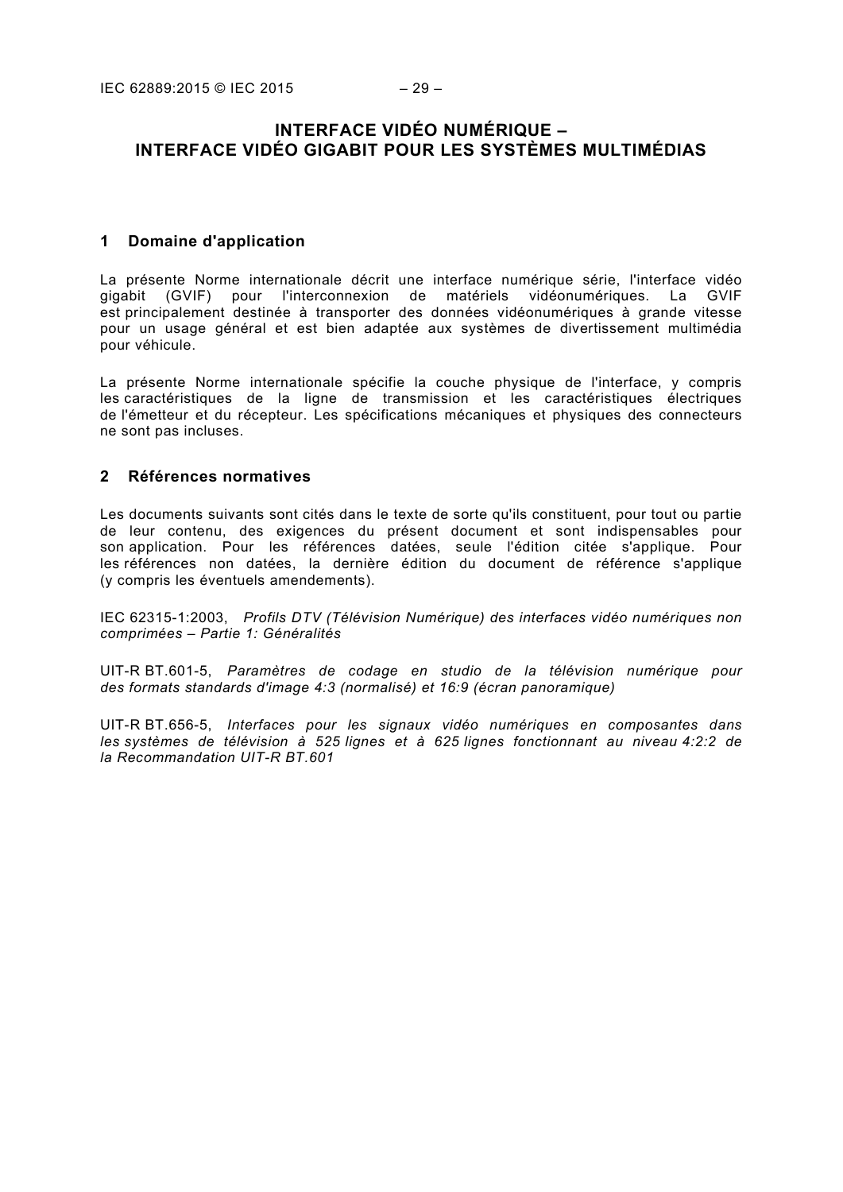# INTERFACE VIDÉO NUMÉRIQUE – INTERFACE VIDÉO GIGABIT POUR LES SYSTÈMES MULTIMÉDIAS

## 1 Domaine d'application

La présente Norme internationale décrit une interface numérique série, l'interface vidéo gigabit (GVIF) pour l'interconnexion de matériels vidéonumériques. La GVIF est principalement destinée à transporter des données vidéonumériques à grande vitesse pour un usage général et est bien adaptée aux systèmes de divertissement multimédia pour véhicule.

La présente Norme internationale spécifie la couche physique de l'interface, y compris les caractéristiques de la ligne de transmission et les caractéristiques électriques de l'émetteur et du récepteur. Les spécifications mécaniques et physiques des connecteurs ne sont pas incluses.

## 2 Références normatives

Les documents suivants sont cités dans le texte de sorte qu'ils constituent, pour tout ou partie de leur contenu, des exigences du présent document et sont indispensables pour son application. Pour les références datées, seule l'édition citée s'applique. Pour les références non datées, la dernière édition du document de référence s'applique (y compris les éventuels amendements).

IEC 62315-1:2003, *Profils DTV (Télévision Numérique) des interfaces vidéo numériques non comprimées – Partie 1: Généralités*

UIT-R BT.601-5, *Paramètres de codage en studio de la télévision numérique pour des formats standards d'image 4:3 (normalisé) et 16:9 (écran panoramique)*

UIT-R BT.656-5, *Interfaces pour les signaux vidéo numériques en composantes dans les systèmes de télévision à 525 lignes et à 625 lignes fonctionnant au niveau 4:2:2 de la Recommandation UIT-R BT.601*